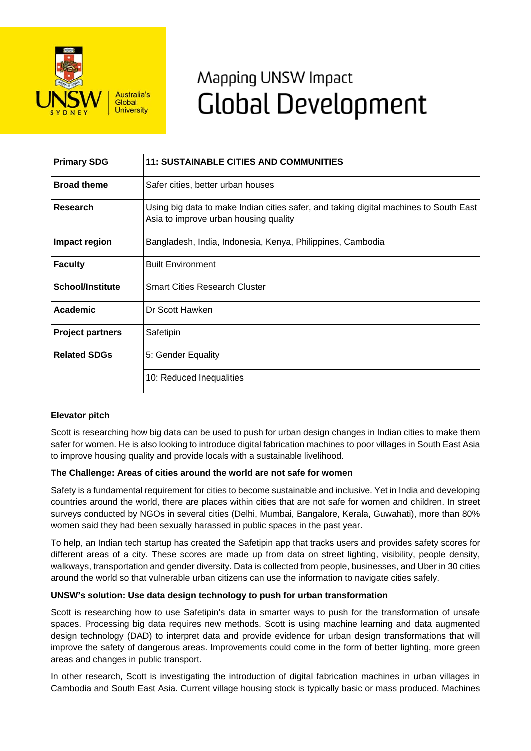# Mapping UNSW Impact
# Global Development

| Primary SDG | 11: SUSTAINABLE CITIES AND COMMUNITIES |
|---|---|
| **Broad theme** | Safer cities, better urban houses |
| **Research** | Using big data to make Indian cities safer, and taking digital machines to South East Asia to improve urban housing quality |
| **Impact region** | Bangladesh, India, Indonesia, Kenya, Philippines, Cambodia |
| **Faculty** | Built Environment |
| **School/Institute** | Smart Cities Research Cluster |
| **Academic** | Dr Scott Hawken |
| **Project partners** | Safetipin |
| **Related SDGs** | 5: Gender Equality |
| | 10: Reduced Inequalities |

**Elevator pitch**

Scott is researching how big data can be used to push for urban design changes in Indian cities to make them safer for women. He is also looking to introduce digital fabrication machines to poor villages in South East Asia to improve housing quality and provide locals with a sustainable livelihood.

**The Challenge: Areas of cities around the world are not safe for women**

Safety is a fundamental requirement for cities to become sustainable and inclusive. Yet in India and developing countries around the world, there are places within cities that are not safe for women and children. In street surveys conducted by NGOs in several cities (Delhi, Mumbai, Bangalore, Kerala, Guwahati), more than 80% women said they had been sexually harassed in public spaces in the past year.

To help, an Indian tech startup has created the Safetipin app that tracks users and provides safety scores for different areas of a city. These scores are made up from data on street lighting, visibility, people density, walkways, transportation and gender diversity. Data is collected from people, businesses, and Uber in 30 cities around the world so that vulnerable urban citizens can use the information to navigate cities safely.

**UNSW's solution: Use data design technology to push for urban transformation**

Scott is researching how to use Safetipin's data in smarter ways to push for the transformation of unsafe spaces. Processing big data requires new methods. Scott is using machine learning and data augmented design technology (DAD) to interpret data and provide evidence for urban design transformations that will improve the safety of dangerous areas. Improvements could come in the form of better lighting, more green areas and changes in public transport.

In other research, Scott is investigating the introduction of digital fabrication machines in urban villages in Cambodia and South East Asia. Current village housing stock is typically basic or mass produced. Machines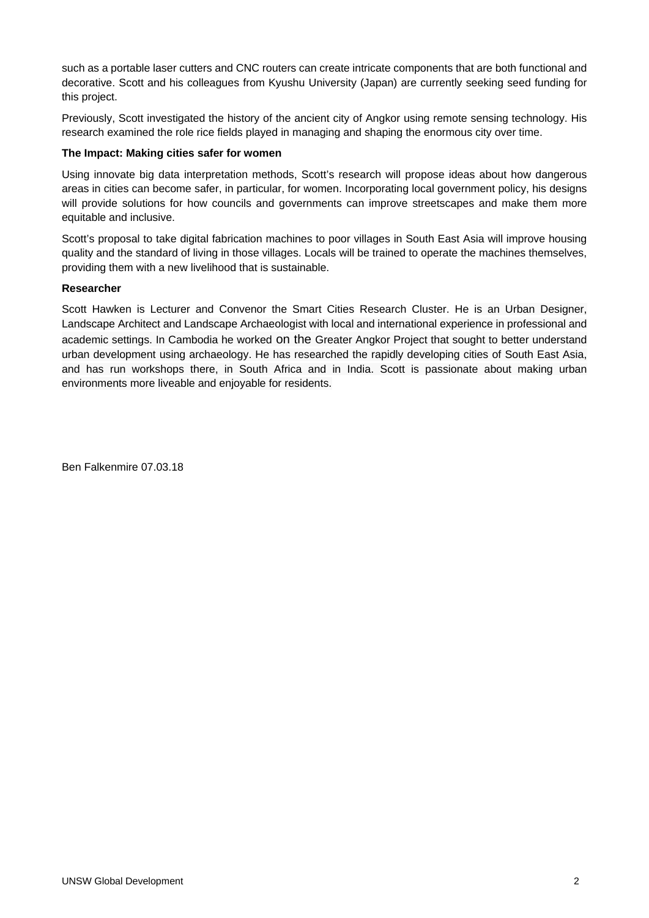such as a portable laser cutters and CNC routers can create intricate components that are both functional and decorative. Scott and his colleagues from Kyushu University (Japan) are currently seeking seed funding for this project.

Previously, Scott investigated the history of the ancient city of Angkor using remote sensing technology. His research examined the role rice fields played in managing and shaping the enormous city over time.

**The Impact: Making cities safer for women**

Using innovate big data interpretation methods, Scott's research will propose ideas about how dangerous areas in cities can become safer, in particular, for women. Incorporating local government policy, his designs will provide solutions for how councils and governments can improve streetscapes and make them more equitable and inclusive.

Scott's proposal to take digital fabrication machines to poor villages in South East Asia will improve housing quality and the standard of living in those villages. Locals will be trained to operate the machines themselves, providing them with a new livelihood that is sustainable.

**Researcher**

Scott Hawken is Lecturer and Convenor the Smart Cities Research Cluster. He is an Urban Designer, Landscape Architect and Landscape Archaeologist with local and international experience in professional and academic settings. In Cambodia he worked on the Greater Angkor Project that sought to better understand urban development using archaeology. He has researched the rapidly developing cities of South East Asia, and has run workshops there, in South Africa and in India. Scott is passionate about making urban environments more liveable and enjoyable for residents.

Ben Falkenmire 07.03.18